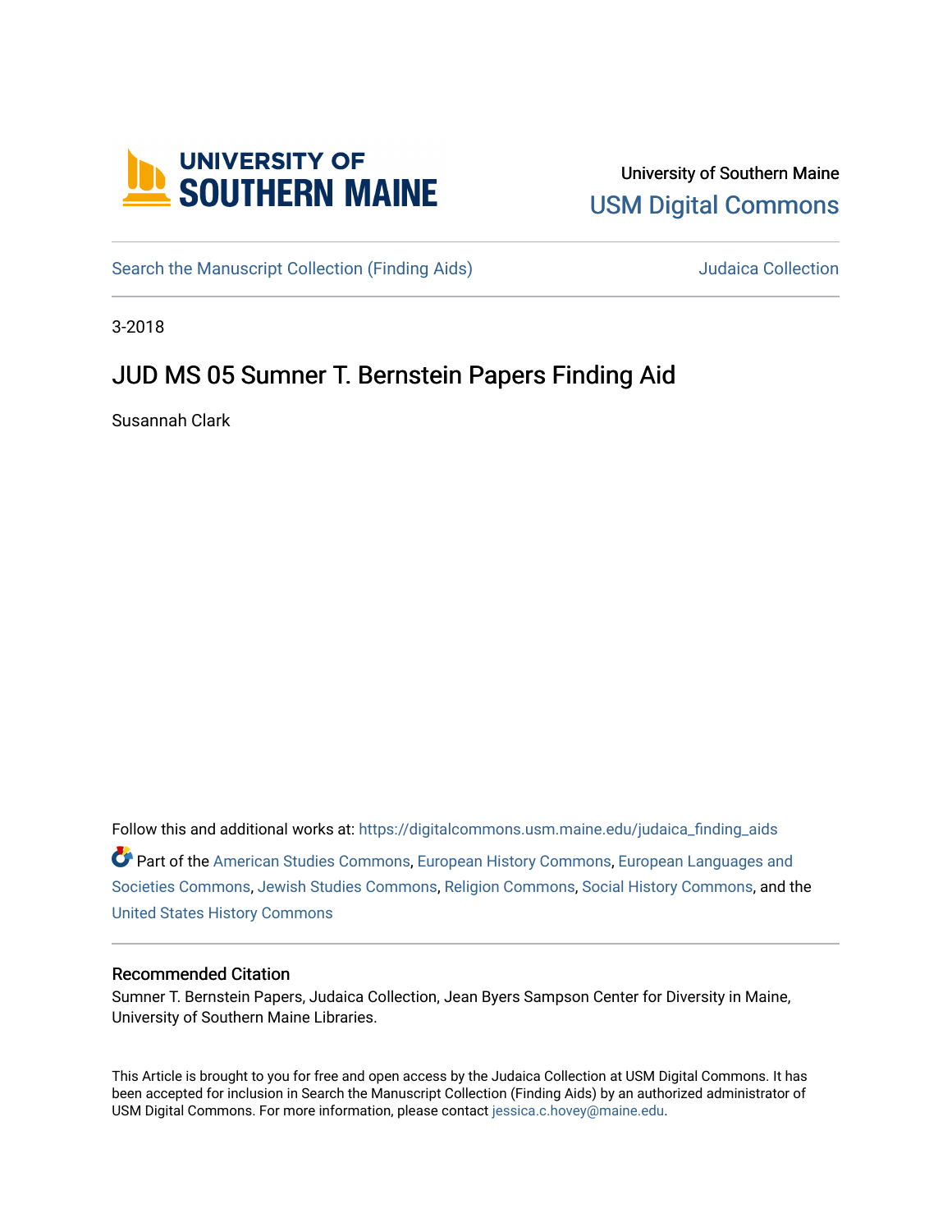University of Southern Maine

USM Digital Commons

Search the Manuscript Collection (Finding Aids)

Judaica Collection

3-2018

# JUD MS 05 Sumner T. Bernstein Papers Finding Aid

Susannah Clark

Follow this and additional works at: https://digitalcommons.usm.maine.edu/judaica_finding_aids

Part of the American Studies Commons, European History Commons, European Languages and Societies Commons, Jewish Studies Commons, Religion Commons, Social History Commons, and the United States History Commons

### Recommended Citation

Sumner T. Bernstein Papers, Judaica Collection, Jean Byers Sampson Center for Diversity in Maine, University of Southern Maine Libraries.

This Article is brought to you for free and open access by the Judaica Collection at USM Digital Commons. It has been accepted for inclusion in Search the Manuscript Collection (Finding Aids) by an authorized administrator of USM Digital Commons. For more information, please contact jessica.c.hovey@maine.edu.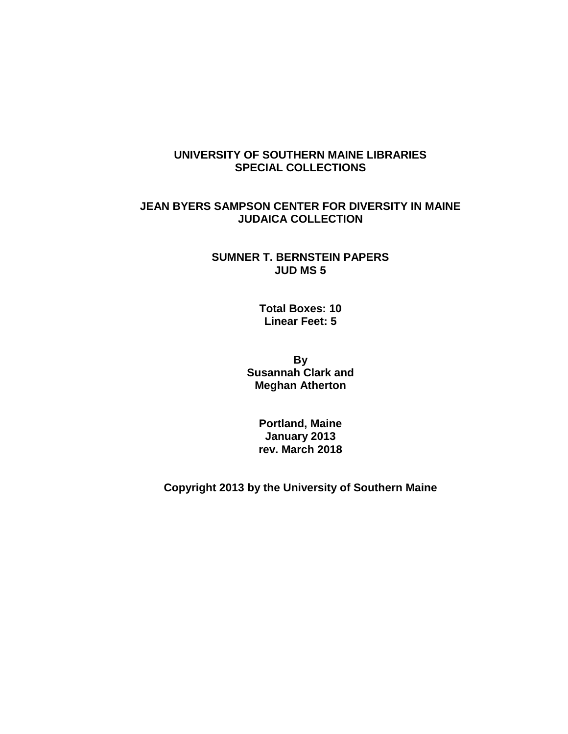**UNIVERSITY OF SOUTHERN MAINE LIBRARIES**
**SPECIAL COLLECTIONS**

**JEAN BYERS SAMPSON CENTER FOR DIVERSITY IN MAINE**
**JUDAICA COLLECTION**

**SUMNER T. BERNSTEIN PAPERS**
**JUD MS 5**

**Total Boxes: 10**
**Linear Feet: 5**

**By**
**Susannah Clark and**
**Meghan Atherton**

**Portland, Maine**
**January 2013**
**rev. March 2018**

**Copyright 2013 by the University of Southern Maine**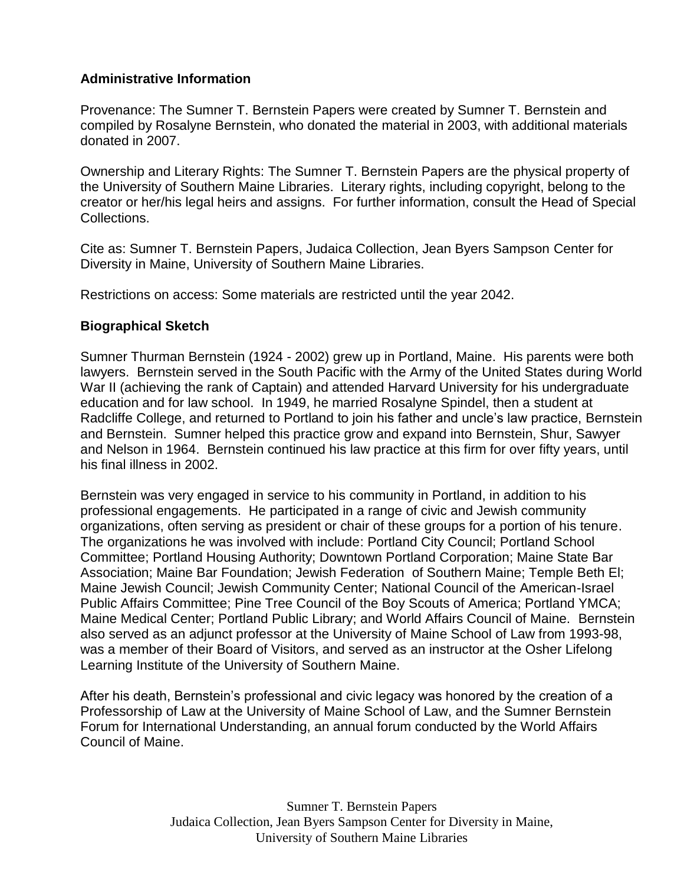## Administrative Information

Provenance: The Sumner T. Bernstein Papers were created by Sumner T. Bernstein and compiled by Rosalyne Bernstein, who donated the material in 2003, with additional materials donated in 2007.

Ownership and Literary Rights: The Sumner T. Bernstein Papers are the physical property of the University of Southern Maine Libraries. Literary rights, including copyright, belong to the creator or her/his legal heirs and assigns. For further information, consult the Head of Special Collections.

Cite as: Sumner T. Bernstein Papers, Judaica Collection, Jean Byers Sampson Center for Diversity in Maine, University of Southern Maine Libraries.

Restrictions on access: Some materials are restricted until the year 2042.

## Biographical Sketch

Sumner Thurman Bernstein (1924 - 2002) grew up in Portland, Maine. His parents were both lawyers. Bernstein served in the South Pacific with the Army of the United States during World War II (achieving the rank of Captain) and attended Harvard University for his undergraduate education and for law school. In 1949, he married Rosalyne Spindel, then a student at Radcliffe College, and returned to Portland to join his father and uncle's law practice, Bernstein and Bernstein. Sumner helped this practice grow and expand into Bernstein, Shur, Sawyer and Nelson in 1964. Bernstein continued his law practice at this firm for over fifty years, until his final illness in 2002.

Bernstein was very engaged in service to his community in Portland, in addition to his professional engagements. He participated in a range of civic and Jewish community organizations, often serving as president or chair of these groups for a portion of his tenure. The organizations he was involved with include: Portland City Council; Portland School Committee; Portland Housing Authority; Downtown Portland Corporation; Maine State Bar Association; Maine Bar Foundation; Jewish Federation of Southern Maine; Temple Beth El; Maine Jewish Council; Jewish Community Center; National Council of the American-Israel Public Affairs Committee; Pine Tree Council of the Boy Scouts of America; Portland YMCA; Maine Medical Center; Portland Public Library; and World Affairs Council of Maine. Bernstein also served as an adjunct professor at the University of Maine School of Law from 1993-98, was a member of their Board of Visitors, and served as an instructor at the Osher Lifelong Learning Institute of the University of Southern Maine.

After his death, Bernstein's professional and civic legacy was honored by the creation of a Professorship of Law at the University of Maine School of Law, and the Sumner Bernstein Forum for International Understanding, an annual forum conducted by the World Affairs Council of Maine.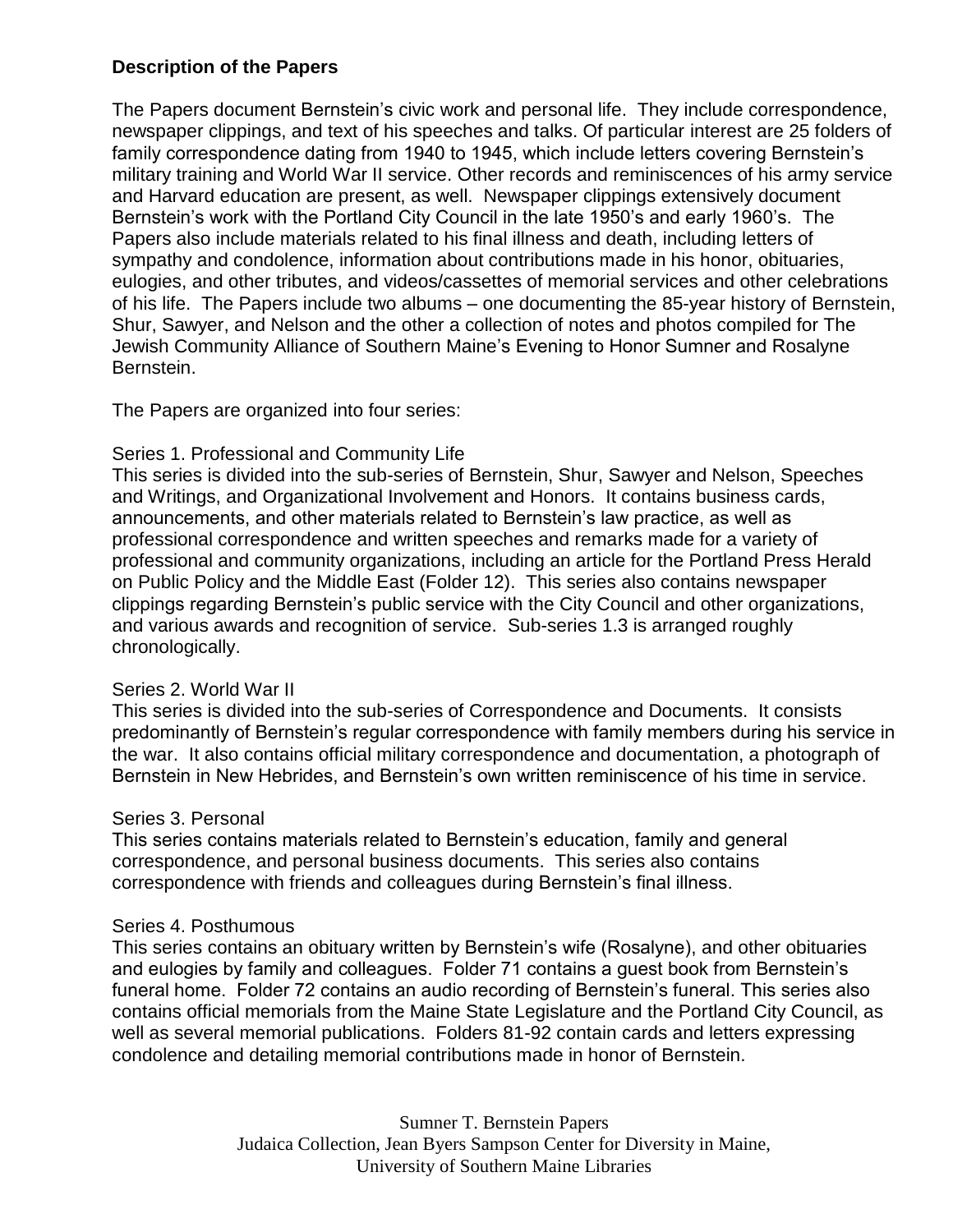## Description of the Papers

The Papers document Bernstein's civic work and personal life. They include correspondence, newspaper clippings, and text of his speeches and talks. Of particular interest are 25 folders of family correspondence dating from 1940 to 1945, which include letters covering Bernstein's military training and World War II service. Other records and reminiscences of his army service and Harvard education are present, as well. Newspaper clippings extensively document Bernstein's work with the Portland City Council in the late 1950's and early 1960's. The Papers also include materials related to his final illness and death, including letters of sympathy and condolence, information about contributions made in his honor, obituaries, eulogies, and other tributes, and videos/cassettes of memorial services and other celebrations of his life. The Papers include two albums – one documenting the 85-year history of Bernstein, Shur, Sawyer, and Nelson and the other a collection of notes and photos compiled for The Jewish Community Alliance of Southern Maine's Evening to Honor Sumner and Rosalyne Bernstein.

The Papers are organized into four series:

Series 1. Professional and Community Life
This series is divided into the sub-series of Bernstein, Shur, Sawyer and Nelson, Speeches and Writings, and Organizational Involvement and Honors. It contains business cards, announcements, and other materials related to Bernstein's law practice, as well as professional correspondence and written speeches and remarks made for a variety of professional and community organizations, including an article for the Portland Press Herald on Public Policy and the Middle East (Folder 12). This series also contains newspaper clippings regarding Bernstein's public service with the City Council and other organizations, and various awards and recognition of service. Sub-series 1.3 is arranged roughly chronologically.

Series 2. World War II
This series is divided into the sub-series of Correspondence and Documents. It consists predominantly of Bernstein's regular correspondence with family members during his service in the war. It also contains official military correspondence and documentation, a photograph of Bernstein in New Hebrides, and Bernstein's own written reminiscence of his time in service.

Series 3. Personal
This series contains materials related to Bernstein's education, family and general correspondence, and personal business documents. This series also contains correspondence with friends and colleagues during Bernstein's final illness.

Series 4. Posthumous
This series contains an obituary written by Bernstein's wife (Rosalyne), and other obituaries and eulogies by family and colleagues. Folder 71 contains a guest book from Bernstein's funeral home. Folder 72 contains an audio recording of Bernstein's funeral. This series also contains official memorials from the Maine State Legislature and the Portland City Council, as well as several memorial publications. Folders 81-92 contain cards and letters expressing condolence and detailing memorial contributions made in honor of Bernstein.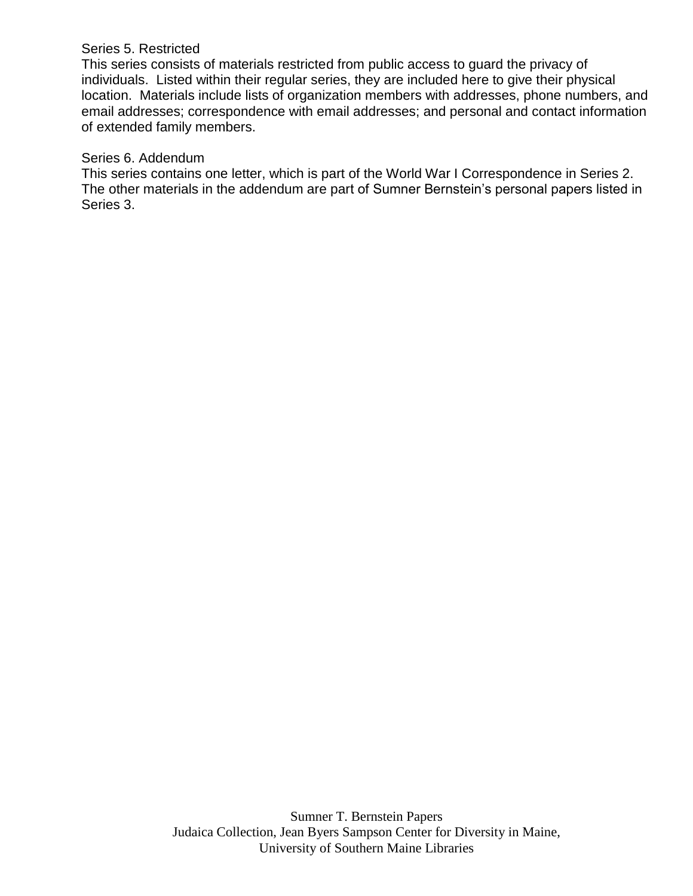Series 5. Restricted

This series consists of materials restricted from public access to guard the privacy of individuals. Listed within their regular series, they are included here to give their physical location. Materials include lists of organization members with addresses, phone numbers, and email addresses; correspondence with email addresses; and personal and contact information of extended family members.

Series 6. Addendum

This series contains one letter, which is part of the World War I Correspondence in Series 2. The other materials in the addendum are part of Sumner Bernstein's personal papers listed in Series 3.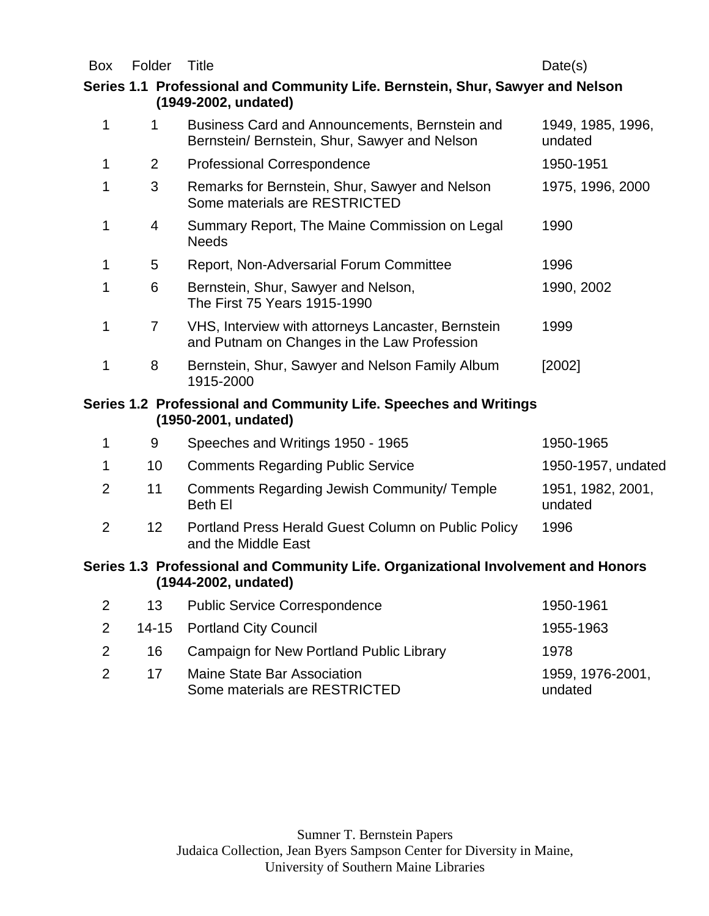| Box | Folder | Title | Date(s) |
|---|---|---|---|
| **Series 1.1 Professional and Community Life. Bernstein, Shur, Sawyer and Nelson (1949-2002, undated)** | | | |
| 1 | 1 | Business Card and Announcements, Bernstein and Bernstein/ Bernstein, Shur, Sawyer and Nelson | 1949, 1985, 1996, undated |
| 1 | 2 | Professional Correspondence | 1950-1951 |
| 1 | 3 | Remarks for Bernstein, Shur, Sawyer and Nelson Some materials are RESTRICTED | 1975, 1996, 2000 |
| 1 | 4 | Summary Report, The Maine Commission on Legal Needs | 1990 |
| 1 | 5 | Report, Non-Adversarial Forum Committee | 1996 |
| 1 | 6 | Bernstein, Shur, Sawyer and Nelson, The First 75 Years 1915-1990 | 1990, 2002 |
| 1 | 7 | VHS, Interview with attorneys Lancaster, Bernstein and Putnam on Changes in the Law Profession | 1999 |
| 1 | 8 | Bernstein, Shur, Sawyer and Nelson Family Album 1915-2000 | [2002] |
| **Series 1.2 Professional and Community Life. Speeches and Writings (1950-2001, undated)** | | | |
| 1 | 9 | Speeches and Writings 1950 - 1965 | 1950-1965 |
| 1 | 10 | Comments Regarding Public Service | 1950-1957, undated |
| 2 | 11 | Comments Regarding Jewish Community/ Temple Beth El | 1951, 1982, 2001, undated |
| 2 | 12 | Portland Press Herald Guest Column on Public Policy and the Middle East | 1996 |
| **Series 1.3 Professional and Community Life. Organizational Involvement and Honors (1944-2002, undated)** | | | |
| 2 | 13 | Public Service Correspondence | 1950-1961 |
| 2 | 14-15 | Portland City Council | 1955-1963 |
| 2 | 16 | Campaign for New Portland Public Library | 1978 |
| 2 | 17 | Maine State Bar Association Some materials are RESTRICTED | 1959, 1976-2001, undated |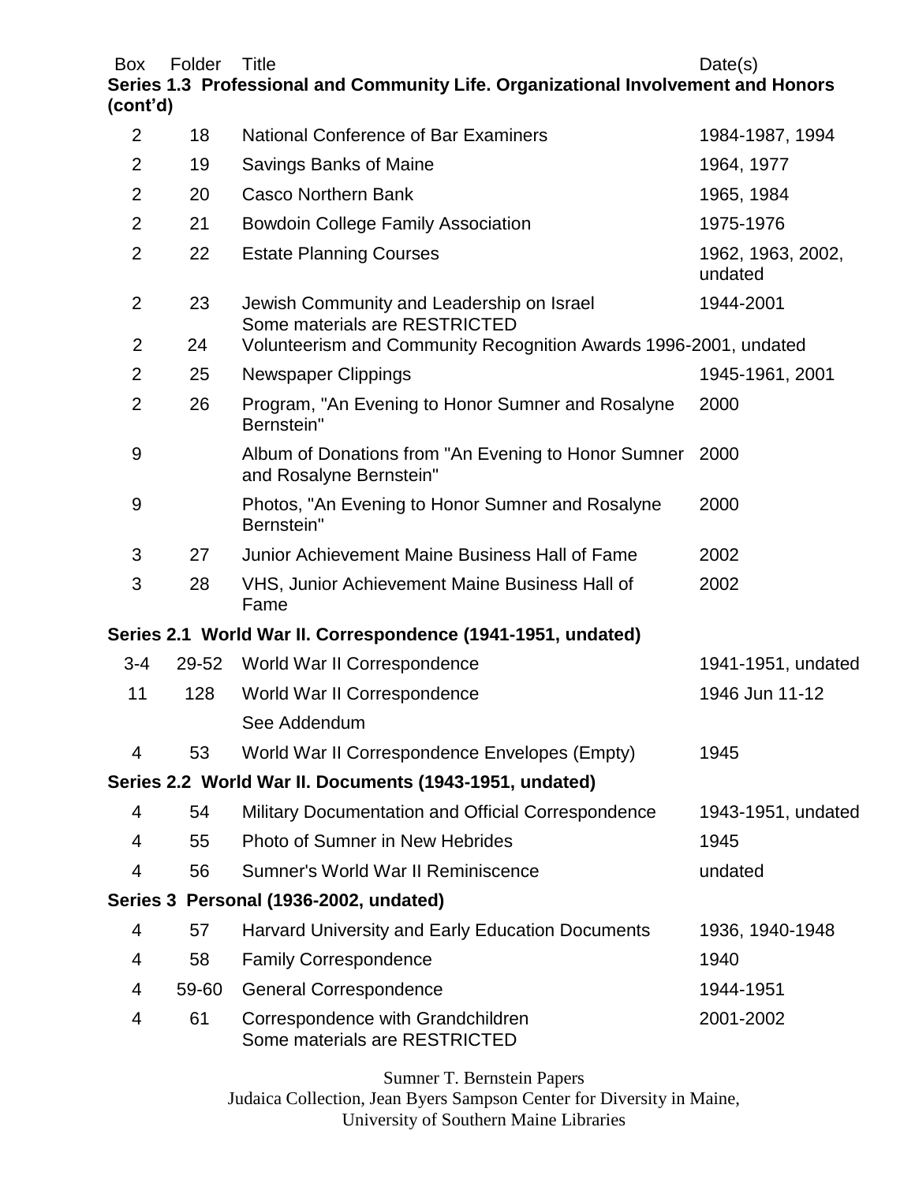| Box | Folder | Title | Date(s) |
|---|---|---|---|
| **Series 1.3 Professional and Community Life. Organizational Involvement and Honors (cont'd)** | | | |
| 2 | 18 | National Conference of Bar Examiners | 1984-1987, 1994 |
| 2 | 19 | Savings Banks of Maine | 1964, 1977 |
| 2 | 20 | Casco Northern Bank | 1965, 1984 |
| 2 | 21 | Bowdoin College Family Association | 1975-1976 |
| 2 | 22 | Estate Planning Courses | 1962, 1963, 2002, undated |
| 2 | 23 | Jewish Community and Leadership on Israel<br>Some materials are RESTRICTED | 1944-2001 |
| 2 | 24 | Volunteerism and Community Recognition Awards | 1996-2001, undated |
| 2 | 25 | Newspaper Clippings | 1945-1961, 2001 |
| 2 | 26 | Program, "An Evening to Honor Sumner and Rosalyne Bernstein" | 2000 |
| 9 | | Album of Donations from "An Evening to Honor Sumner and Rosalyne Bernstein" | 2000 |
| 9 | | Photos, "An Evening to Honor Sumner and Rosalyne Bernstein" | 2000 |
| 3 | 27 | Junior Achievement Maine Business Hall of Fame | 2002 |
| 3 | 28 | VHS, Junior Achievement Maine Business Hall of Fame | 2002 |
| **Series 2.1 World War II. Correspondence (1941-1951, undated)** | | | |
| 3-4 | 29-52 | World War II Correspondence | 1941-1951, undated |
| 11 | 128 | World War II Correspondence<br>See Addendum | 1946 Jun 11-12 |
| 4 | 53 | World War II Correspondence Envelopes (Empty) | 1945 |
| **Series 2.2 World War II. Documents (1943-1951, undated)** | | | |
| 4 | 54 | Military Documentation and Official Correspondence | 1943-1951, undated |
| 4 | 55 | Photo of Sumner in New Hebrides | 1945 |
| 4 | 56 | Sumner's World War II Reminiscence | undated |
| **Series 3 Personal (1936-2002, undated)** | | | |
| 4 | 57 | Harvard University and Early Education Documents | 1936, 1940-1948 |
| 4 | 58 | Family Correspondence | 1940 |
| 4 | 59-60 | General Correspondence | 1944-1951 |
| 4 | 61 | Correspondence with Grandchildren<br>Some materials are RESTRICTED | 2001-2002 |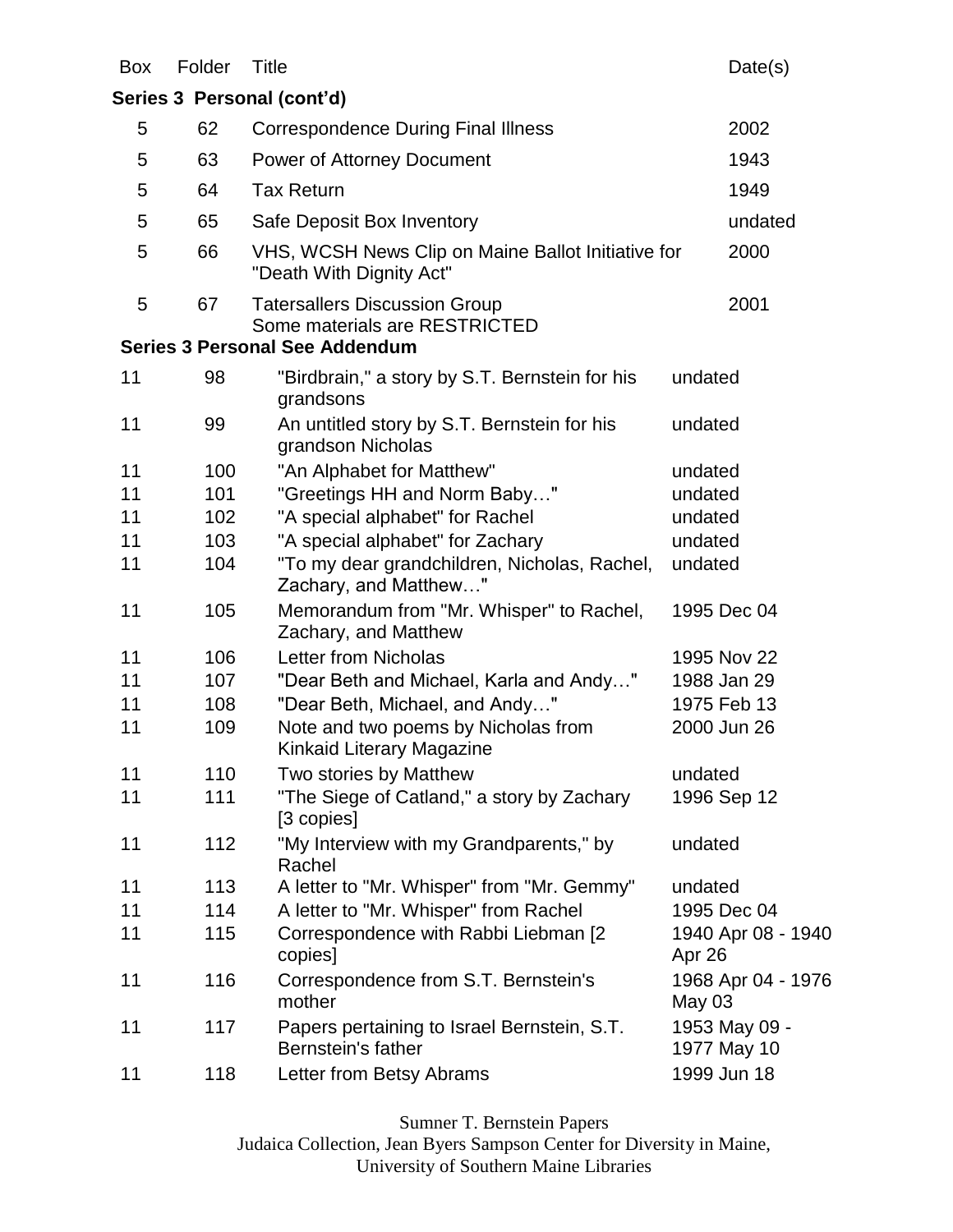| Box | Folder | Title | Date(s) |
|---|---|---|---|
| **Series 3 Personal (cont'd)** | | | |
| 5 | 62 | Correspondence During Final Illness | 2002 |
| 5 | 63 | Power of Attorney Document | 1943 |
| 5 | 64 | Tax Return | 1949 |
| 5 | 65 | Safe Deposit Box Inventory | undated |
| 5 | 66 | VHS, WCSH News Clip on Maine Ballot Initiative for "Death With Dignity Act" | 2000 |
| 5 | 67 | Tatersallers Discussion Group<br>Some materials are RESTRICTED | 2001 |
| **Series 3 Personal See Addendum** | | | |
| 11 | 98 | "Birdbrain," a story by S.T. Bernstein for his grandsons | undated |
| 11 | 99 | An untitled story by S.T. Bernstein for his grandson Nicholas | undated |
| 11 | 100 | "An Alphabet for Matthew" | undated |
| 11 | 101 | "Greetings HH and Norm Baby…" | undated |
| 11 | 102 | "A special alphabet" for Rachel | undated |
| 11 | 103 | "A special alphabet" for Zachary | undated |
| 11 | 104 | "To my dear grandchildren, Nicholas, Rachel, Zachary, and Matthew…" | undated |
| 11 | 105 | Memorandum from "Mr. Whisper" to Rachel, Zachary, and Matthew | 1995 Dec 04 |
| 11 | 106 | Letter from Nicholas | 1995 Nov 22 |
| 11 | 107 | "Dear Beth and Michael, Karla and Andy…" | 1988 Jan 29 |
| 11 | 108 | "Dear Beth, Michael, and Andy…" | 1975 Feb 13 |
| 11 | 109 | Note and two poems by Nicholas from Kinkaid Literary Magazine | 2000 Jun 26 |
| 11 | 110 | Two stories by Matthew | undated |
| 11 | 111 | "The Siege of Catland," a story by Zachary [3 copies] | 1996 Sep 12 |
| 11 | 112 | "My Interview with my Grandparents," by Rachel | undated |
| 11 | 113 | A letter to "Mr. Whisper" from "Mr. Gemmy" | undated |
| 11 | 114 | A letter to "Mr. Whisper" from Rachel | 1995 Dec 04 |
| 11 | 115 | Correspondence with Rabbi Liebman [2 copies] | 1940 Apr 08 - 1940 Apr 26 |
| 11 | 116 | Correspondence from S.T. Bernstein's mother | 1968 Apr 04 - 1976 May 03 |
| 11 | 117 | Papers pertaining to Israel Bernstein, S.T. Bernstein's father | 1953 May 09 - 1977 May 10 |
| 11 | 118 | Letter from Betsy Abrams | 1999 Jun 18 |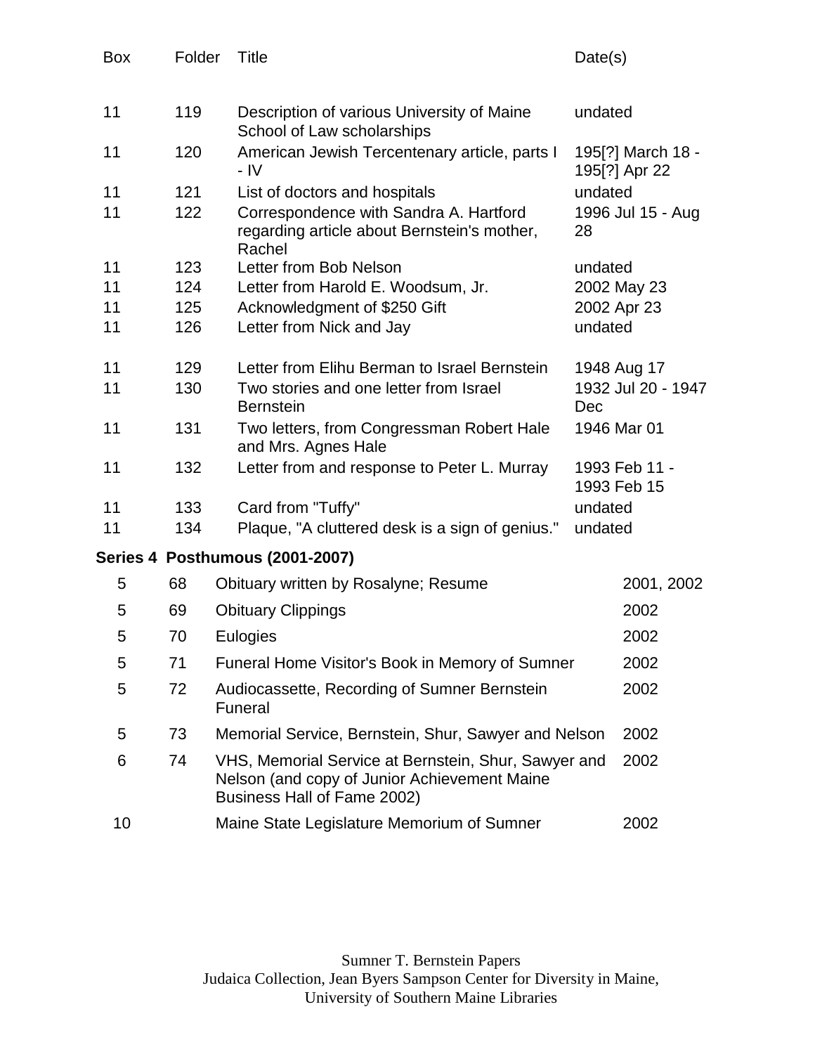| Box | Folder | Title | Date(s) |
|---|---|---|---|
| 11 | 119 | Description of various University of Maine School of Law scholarships | undated |
| 11 | 120 | American Jewish Tercentenary article, parts I - IV | 195[?] March 18 - 195[?] Apr 22 |
| 11 | 121 | List of doctors and hospitals | undated |
| 11 | 122 | Correspondence with Sandra A. Hartford regarding article about Bernstein's mother, Rachel | 1996 Jul 15 - Aug 28 |
| 11 | 123 | Letter from Bob Nelson | undated |
| 11 | 124 | Letter from Harold E. Woodsum, Jr. | 2002 May 23 |
| 11 | 125 | Acknowledgment of $250 Gift | 2002 Apr 23 |
| 11 | 126 | Letter from Nick and Jay | undated |
| 11 | 129 | Letter from Elihu Berman to Israel Bernstein | 1948 Aug 17 |
| 11 | 130 | Two stories and one letter from Israel Bernstein | 1932 Jul 20 - 1947 Dec |
| 11 | 131 | Two letters, from Congressman Robert Hale and Mrs. Agnes Hale | 1946 Mar 01 |
| 11 | 132 | Letter from and response to Peter L. Murray | 1993 Feb 11 - 1993 Feb 15 |
| 11 | 133 | Card from "Tuffy" | undated |
| 11 | 134 | Plaque, "A cluttered desk is a sign of genius." | undated |

**Series 4 Posthumous (2001-2007)**

| Box | Folder | Title | Date(s) |
|---|---|---|---|
| 5 | 68 | Obituary written by Rosalyne; Resume | 2001, 2002 |
| 5 | 69 | Obituary Clippings | 2002 |
| 5 | 70 | Eulogies | 2002 |
| 5 | 71 | Funeral Home Visitor's Book in Memory of Sumner | 2002 |
| 5 | 72 | Audiocassette, Recording of Sumner Bernstein Funeral | 2002 |
| 5 | 73 | Memorial Service, Bernstein, Shur, Sawyer and Nelson | 2002 |
| 6 | 74 | VHS, Memorial Service at Bernstein, Shur, Sawyer and Nelson (and copy of Junior Achievement Maine Business Hall of Fame 2002) | 2002 |
| 10 | | Maine State Legislature Memorium of Sumner | 2002 |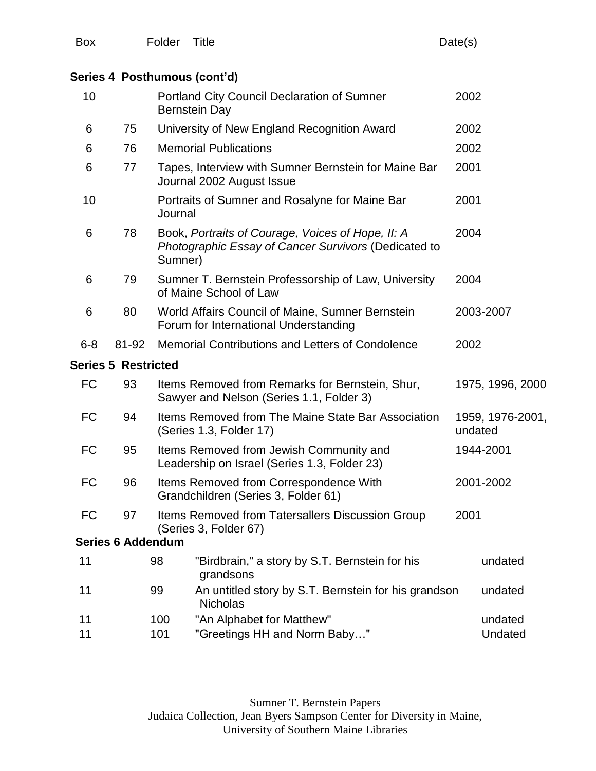| Box | Folder | Title | Date(s) |
|---|---|---|---|
| **Series 4 Posthumous (cont'd)** | | | |
| 10 | | Portland City Council Declaration of Sumner Bernstein Day | 2002 |
| 6 | 75 | University of New England Recognition Award | 2002 |
| 6 | 76 | Memorial Publications | 2002 |
| 6 | 77 | Tapes, Interview with Sumner Bernstein for Maine Bar Journal 2002 August Issue | 2001 |
| 10 | | Portraits of Sumner and Rosalyne for Maine Bar Journal | 2001 |
| 6 | 78 | Book, *Portraits of Courage, Voices of Hope, II: A Photographic Essay of Cancer Survivors* (Dedicated to Sumner) | 2004 |
| 6 | 79 | Sumner T. Bernstein Professorship of Law, University of Maine School of Law | 2004 |
| 6 | 80 | World Affairs Council of Maine, Sumner Bernstein Forum for International Understanding | 2003-2007 |
| 6-8 | 81-92 | Memorial Contributions and Letters of Condolence | 2002 |
| **Series 5 Restricted** | | | |
| FC | 93 | Items Removed from Remarks for Bernstein, Shur, Sawyer and Nelson (Series 1.1, Folder 3) | 1975, 1996, 2000 |
| FC | 94 | Items Removed from The Maine State Bar Association (Series 1.3, Folder 17) | 1959, 1976-2001, undated |
| FC | 95 | Items Removed from Jewish Community and Leadership on Israel (Series 1.3, Folder 23) | 1944-2001 |
| FC | 96 | Items Removed from Correspondence With Grandchildren (Series 3, Folder 61) | 2001-2002 |
| FC | 97 | Items Removed from Tatersallers Discussion Group (Series 3, Folder 67) | 2001 |
| **Series 6 Addendum** | | | |
| 11 | 98 | "Birdbrain," a story by S.T. Bernstein for his grandsons | undated |
| 11 | 99 | An untitled story by S.T. Bernstein for his grandson Nicholas | undated |
| 11 | 100 | "An Alphabet for Matthew" | undated |
| 11 | 101 | "Greetings HH and Norm Baby…" | Undated |

Sumner T. Bernstein Papers
Judaica Collection, Jean Byers Sampson Center for Diversity in Maine,
University of Southern Maine Libraries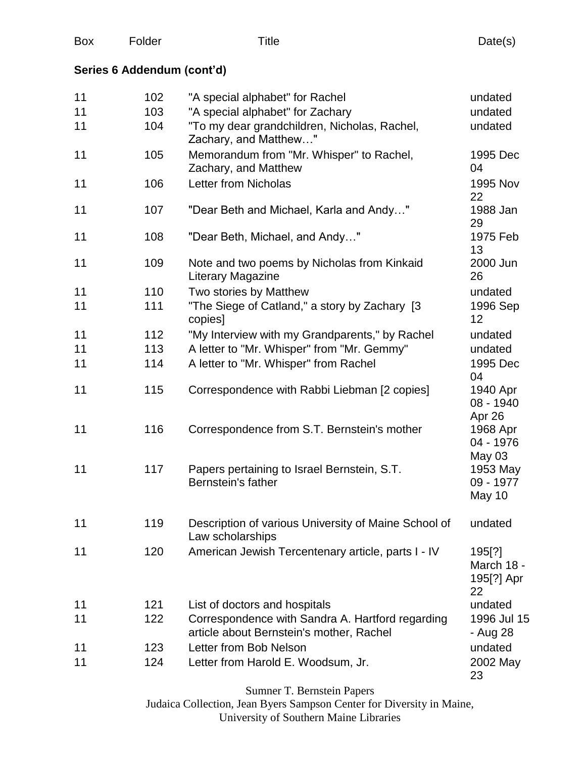| Box | Folder | Title | Date(s) |
|---|---|---|---|

**Series 6 Addendum (cont'd)**

| Box | Folder | Title | Date(s) |
|---|---|---|---|
| 11 | 102 | "A special alphabet" for Rachel | undated |
| 11 | 103 | "A special alphabet" for Zachary | undated |
| 11 | 104 | "To my dear grandchildren, Nicholas, Rachel, Zachary, and Matthew…" | undated |
| 11 | 105 | Memorandum from "Mr. Whisper" to Rachel, Zachary, and Matthew | 1995 Dec 04 |
| 11 | 106 | Letter from Nicholas | 1995 Nov 22 |
| 11 | 107 | "Dear Beth and Michael, Karla and Andy…" | 1988 Jan 29 |
| 11 | 108 | "Dear Beth, Michael, and Andy…" | 1975 Feb 13 |
| 11 | 109 | Note and two poems by Nicholas from Kinkaid Literary Magazine | 2000 Jun 26 |
| 11 | 110 | Two stories by Matthew | undated |
| 11 | 111 | "The Siege of Catland," a story by Zachary [3 copies] | 1996 Sep 12 |
| 11 | 112 | "My Interview with my Grandparents," by Rachel | undated |
| 11 | 113 | A letter to "Mr. Whisper" from "Mr. Gemmy" | undated |
| 11 | 114 | A letter to "Mr. Whisper" from Rachel | 1995 Dec 04 |
| 11 | 115 | Correspondence with Rabbi Liebman [2 copies] | 1940 Apr 08 - 1940 Apr 26 |
| 11 | 116 | Correspondence from S.T. Bernstein's mother | 1968 Apr 04 - 1976 May 03 |
| 11 | 117 | Papers pertaining to Israel Bernstein, S.T. Bernstein's father | 1953 May 09 - 1977 May 10 |
| 11 | 119 | Description of various University of Maine School of Law scholarships | undated |
| 11 | 120 | American Jewish Tercentenary article, parts I - IV | 195[?] March 18 - 195[?] Apr 22 |
| 11 | 121 | List of doctors and hospitals | undated |
| 11 | 122 | Correspondence with Sandra A. Hartford regarding article about Bernstein's mother, Rachel | 1996 Jul 15 - Aug 28 |
| 11 | 123 | Letter from Bob Nelson | undated |
| 11 | 124 | Letter from Harold E. Woodsum, Jr. | 2002 May 23 |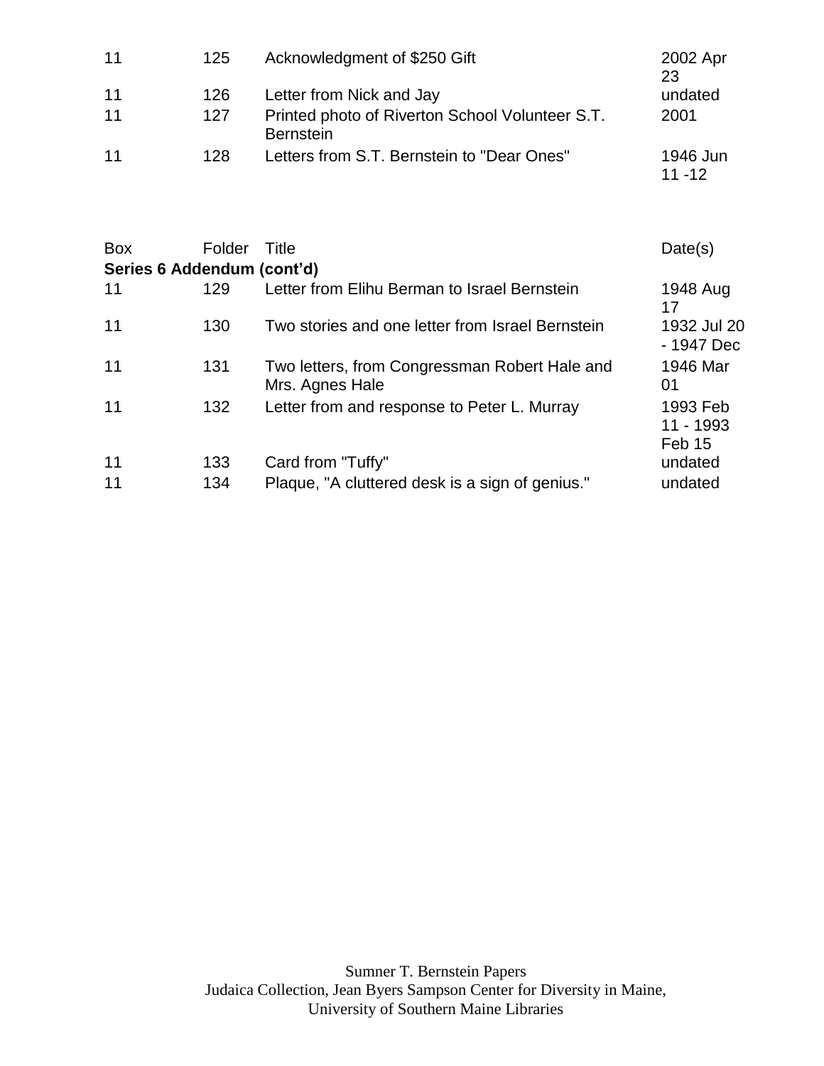| | | | |
|---|---|---|---|
| 11 | 125 | Acknowledgment of $250 Gift | 2002 Apr 23 |
| 11 | 126 | Letter from Nick and Jay | undated |
| 11 | 127 | Printed photo of Riverton School Volunteer S.T. Bernstein | 2001 |
| 11 | 128 | Letters from S.T. Bernstein to "Dear Ones" | 1946 Jun 11 -12 |

| Box | Folder | Title | Date(s) |
|---|---|---|---|
| **Series 6 Addendum (cont'd)** | | | |
| 11 | 129 | Letter from Elihu Berman to Israel Bernstein | 1948 Aug 17 |
| 11 | 130 | Two stories and one letter from Israel Bernstein | 1932 Jul 20 - 1947 Dec |
| 11 | 131 | Two letters, from Congressman Robert Hale and Mrs. Agnes Hale | 1946 Mar 01 |
| 11 | 132 | Letter from and response to Peter L. Murray | 1993 Feb 11 - 1993 Feb 15 |
| 11 | 133 | Card from "Tuffy" | undated |
| 11 | 134 | Plaque, "A cluttered desk is a sign of genius." | undated |